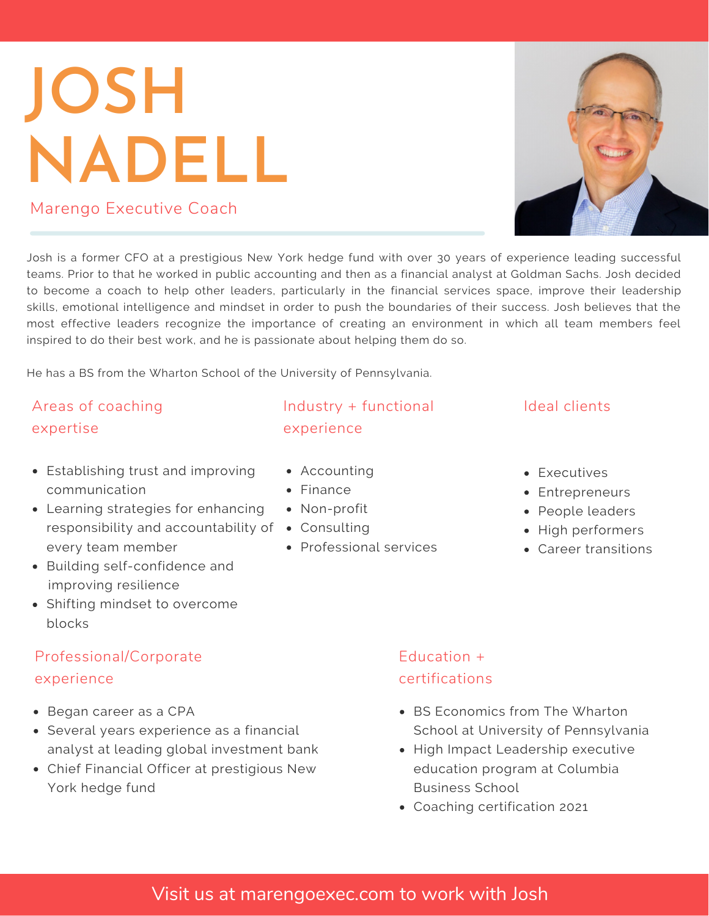# JOSH NADELL

Marengo Executive Coach

Josh is a former CFO at a prestigious New York hedge fund with over 30 years of experience leading successful teams. Prior to that he worked in public accounting and then as a financial analyst at Goldman Sachs. Josh decided to become a coach to help other leaders, particularly in the financial services space, improve their leadership skills, emotional intelligence and mindset in order to push the boundaries of their success. Josh believes that the most effective leaders recognize the importance of creating an environment in which all team members feel inspired to do their best work, and he is passionate about helping them do so.

He has a BS from the Wharton School of the University of Pennsylvania.

## Areas of coaching expertise

- Establishing trust and improving communication
- Learning strategies for enhancing responsibility and accountability of every team member
- Building self-confidence and improving resilience
- Shifting mindset to overcome blocks

## Industry + functional experience

- Accounting
- Finance
- Non-profit
- Consulting
- Professional services

## Ideal clients

- Executives
- Entrepreneurs
- People leaders
- High performers
- Career transitions

## Professional/Corporate experience

- Began career as a CPA
- Several years experience as a financial analyst at leading global investment bank
- Chief Financial Officer at prestigious New York hedge fund

## Education + certifications

- BS Economics from The Wharton School at University of Pennsylvania
- High Impact Leadership executive education program at Columbia Business School
- Coaching certification 2021

Visit us at marengoexec.com to work with Josh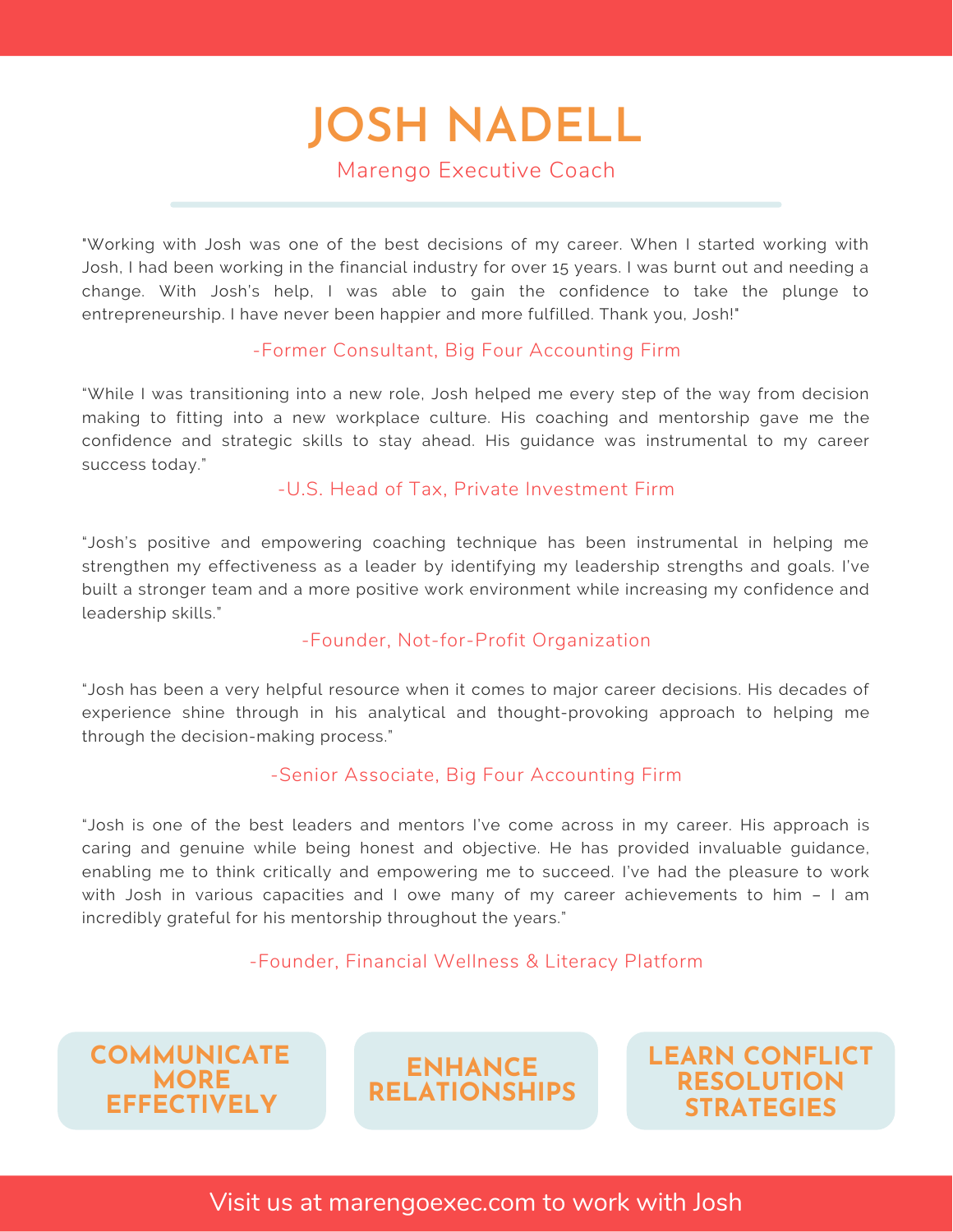# JOSH NADELL

Marengo Executive Coach

"Working with Josh was one of the best decisions of my career. When I started working with Josh, I had been working in the financial industry for over 15 years. I was burnt out and needing a change. With Josh's help, I was able to gain the confidence to take the plunge to entrepreneurship. I have never been happier and more fulfilled. Thank you, Josh!"

-Former Consultant, Big Four Accounting Firm

"While I was transitioning into a new role, Josh helped me every step of the way from decision making to fitting into a new workplace culture. His coaching and mentorship gave me the confidence and strategic skills to stay ahead. His guidance was instrumental to my career success today."

-U.S. Head of Tax, Private Investment Firm

"Josh's positive and empowering coaching technique has been instrumental in helping me strengthen my effectiveness as a leader by identifying my leadership strengths and goals. I've built a stronger team and a more positive work environment while increasing my confidence and leadership skills."

-Founder, Not-for-Profit Organization

"Josh has been a very helpful resource when it comes to major career decisions. His decades of experience shine through in his analytical and thought-provoking approach to helping me through the decision-making process."

-Senior Associate, Big Four Accounting Firm

"Josh is one of the best leaders and mentors I've come across in my career. His approach is caring and genuine while being honest and objective. He has provided invaluable guidance, enabling me to think critically and empowering me to succeed. I've had the pleasure to work with Josh in various capacities and I owe many of my career achievements to him – I am incredibly grateful for his mentorship throughout the years."

-Founder, Financial Wellness & Literacy Platform

**COMMUNICATE MORE EFFECTIVELY**

**ENHANCE RELATIONSHIPS**

**LEARN CONFLICT RESOLUTION STRATEGIES**

Visit us at marengoexec.com to work with Josh